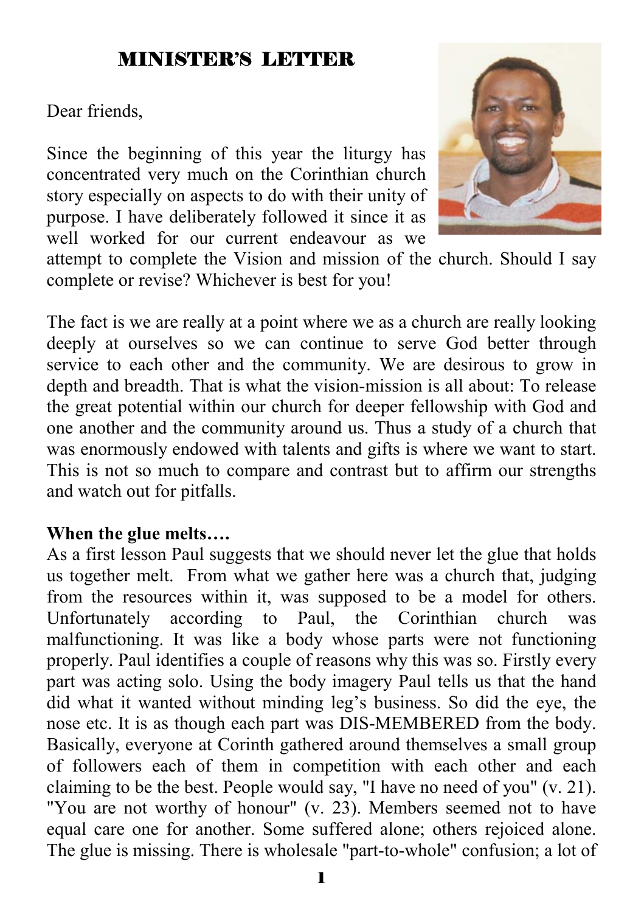# MINISTER'S LETTER

Dear friends,

Since the beginning of this year the liturgy has concentrated very much on the Corinthian church story especially on aspects to do with their unity of purpose. I have deliberately followed it since it as well worked for our current endeavour as we attempt to complete the Vision and mission of the church. Should I say complete or revise? Whichever is best for you!

The fact is we are really at a point where we as a church are really looking deeply at ourselves so we can continue to serve God better through service to each other and the community. We are desirous to grow in depth and breadth. That is what the vision-mission is all about: To release the great potential within our church for deeper fellowship with God and one another and the community around us. Thus a study of a church that was enormously endowed with talents and gifts is where we want to start. This is not so much to compare and contrast but to affirm our strengths and watch out for pitfalls.

**When the glue melts….**

As a first lesson Paul suggests that we should never let the glue that holds us together melt. From what we gather here was a church that, judging from the resources within it, was supposed to be a model for others. Unfortunately according to Paul, the Corinthian church was malfunctioning. It was like a body whose parts were not functioning properly. Paul identifies a couple of reasons why this was so. Firstly every part was acting solo. Using the body imagery Paul tells us that the hand did what it wanted without minding leg's business. So did the eye, the nose etc. It is as though each part was DIS-MEMBERED from the body. Basically, everyone at Corinth gathered around themselves a small group of followers each of them in competition with each other and each claiming to be the best. People would say, "I have no need of you" (v. 21). "You are not worthy of honour" (v. 23). Members seemed not to have equal care one for another. Some suffered alone; others rejoiced alone. The glue is missing. There is wholesale "part-to-whole" confusion; a lot of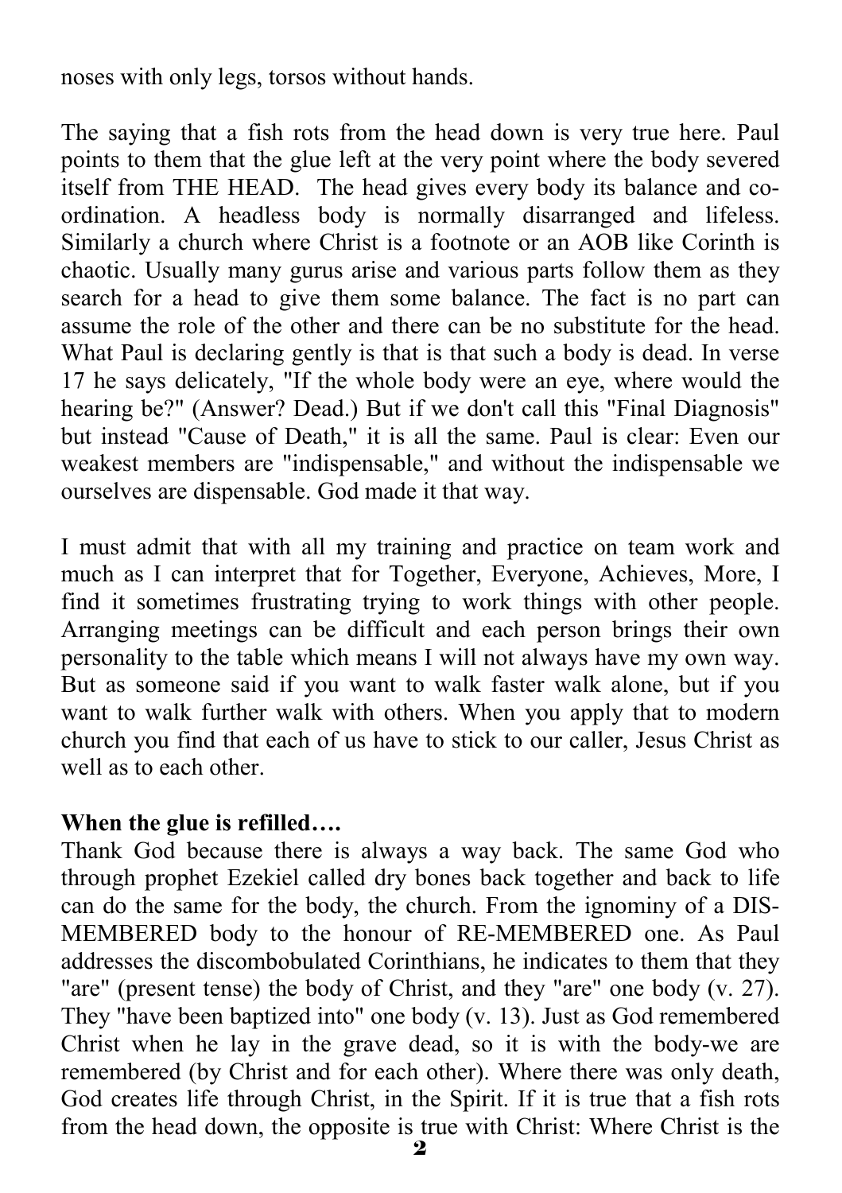noses with only legs, torsos without hands.

The saying that a fish rots from the head down is very true here. Paul points to them that the glue left at the very point where the body severed itself from THE HEAD. The head gives every body its balance and co-ordination. A headless body is normally disarranged and lifeless. Similarly a church where Christ is a footnote or an AOB like Corinth is chaotic. Usually many gurus arise and various parts follow them as they search for a head to give them some balance. The fact is no part can assume the role of the other and there can be no substitute for the head. What Paul is declaring gently is that is that such a body is dead. In verse 17 he says delicately, "If the whole body were an eye, where would the hearing be?" (Answer? Dead.) But if we don't call this "Final Diagnosis" but instead "Cause of Death," it is all the same. Paul is clear: Even our weakest members are "indispensable," and without the indispensable we ourselves are dispensable. God made it that way.

I must admit that with all my training and practice on team work and much as I can interpret that for Together, Everyone, Achieves, More, I find it sometimes frustrating trying to work things with other people. Arranging meetings can be difficult and each person brings their own personality to the table which means I will not always have my own way. But as someone said if you want to walk faster walk alone, but if you want to walk further walk with others. When you apply that to modern church you find that each of us have to stick to our caller, Jesus Christ as well as to each other.

**When the glue is refilled….**

Thank God because there is always a way back. The same God who through prophet Ezekiel called dry bones back together and back to life can do the same for the body, the church. From the ignominy of a DIS-MEMBERED body to the honour of RE-MEMBERED one. As Paul addresses the discombobulated Corinthians, he indicates to them that they "are" (present tense) the body of Christ, and they "are" one body (v. 27). They "have been baptized into" one body (v. 13). Just as God remembered Christ when he lay in the grave dead, so it is with the body-we are remembered (by Christ and for each other). Where there was only death, God creates life through Christ, in the Spirit. If it is true that a fish rots from the head down, the opposite is true with Christ: Where Christ is the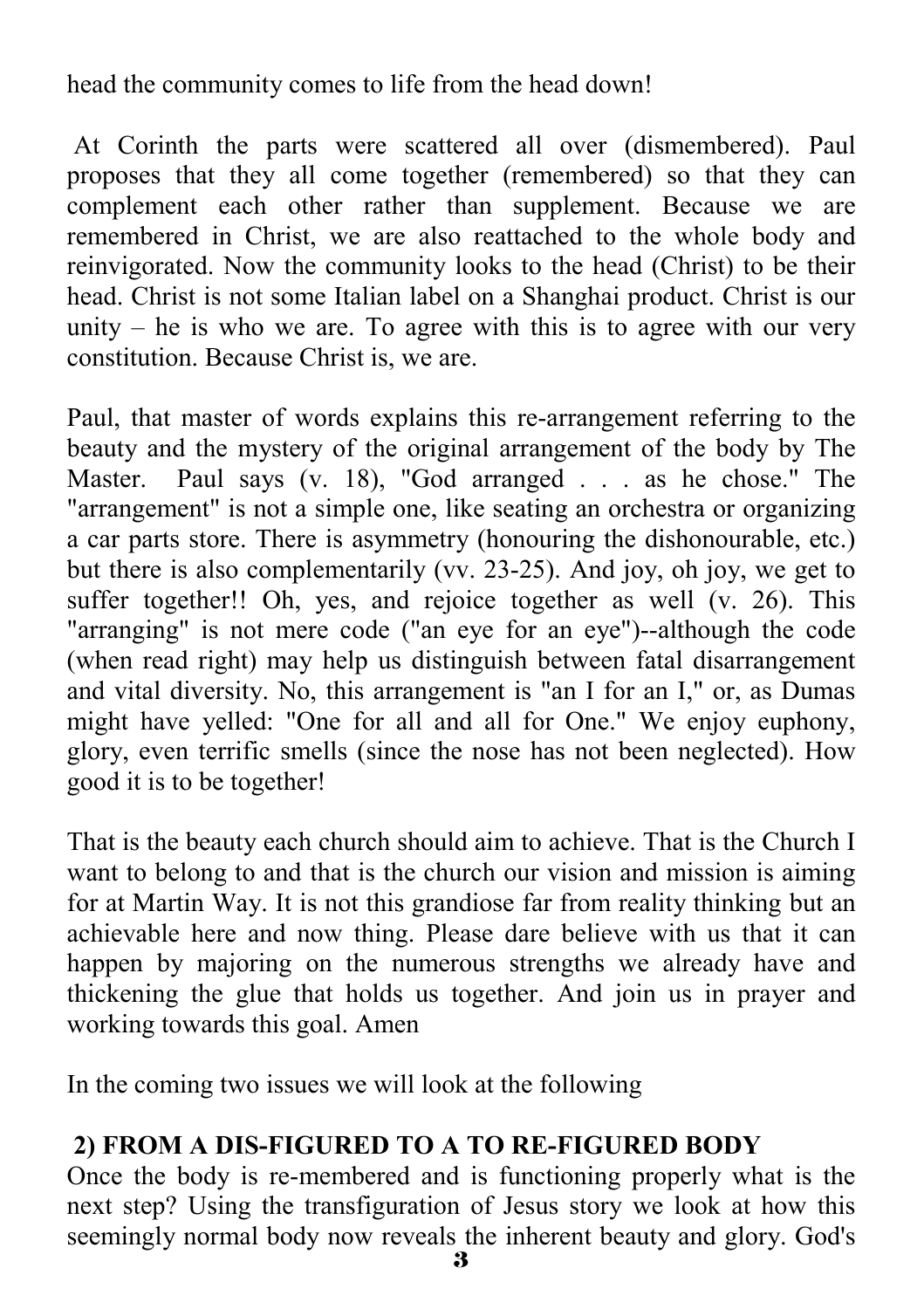head the community comes to life from the head down!

At Corinth the parts were scattered all over (dismembered). Paul proposes that they all come together (remembered) so that they can complement each other rather than supplement. Because we are remembered in Christ, we are also reattached to the whole body and reinvigorated. Now the community looks to the head (Christ) to be their head. Christ is not some Italian label on a Shanghai product. Christ is our unity – he is who we are. To agree with this is to agree with our very constitution. Because Christ is, we are.

Paul, that master of words explains this re-arrangement referring to the beauty and the mystery of the original arrangement of the body by The Master. Paul says (v. 18), "God arranged . . . as he chose." The "arrangement" is not a simple one, like seating an orchestra or organizing a car parts store. There is asymmetry (honouring the dishonourable, etc.) but there is also complementarily (vv. 23-25). And joy, oh joy, we get to suffer together!! Oh, yes, and rejoice together as well (v. 26). This "arranging" is not mere code ("an eye for an eye")--although the code (when read right) may help us distinguish between fatal disarrangement and vital diversity. No, this arrangement is "an I for an I," or, as Dumas might have yelled: "One for all and all for One." We enjoy euphony, glory, even terrific smells (since the nose has not been neglected). How good it is to be together!

That is the beauty each church should aim to achieve. That is the Church I want to belong to and that is the church our vision and mission is aiming for at Martin Way. It is not this grandiose far from reality thinking but an achievable here and now thing. Please dare believe with us that it can happen by majoring on the numerous strengths we already have and thickening the glue that holds us together. And join us in prayer and working towards this goal. Amen

In the coming two issues we will look at the following

**2) FROM A DIS-FIGURED TO A TO RE-FIGURED BODY**

Once the body is re-membered and is functioning properly what is the next step? Using the transfiguration of Jesus story we look at how this seemingly normal body now reveals the inherent beauty and glory. God's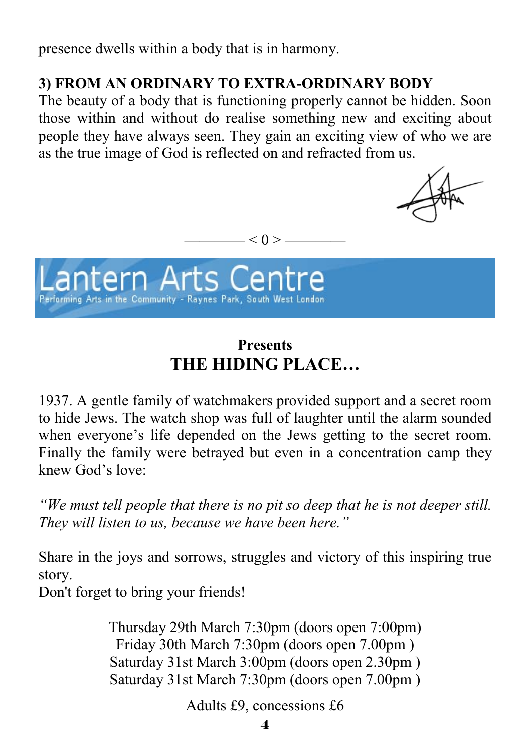presence dwells within a body that is in harmony.

**3) FROM AN ORDINARY TO EXTRA-ORDINARY BODY**

The beauty of a body that is functioning properly cannot be hidden. Soon those within and without do realise something new and exciting about people they have always seen. They gain an exciting view of who we are as the true image of God is reflected on and refracted from us.

———— < 0 > ————

# Lantern Arts Centre

Performing Arts in the Community - Raynes Park, South West London

**Presents**

## THE HIDING PLACE…

1937. A gentle family of watchmakers provided support and a secret room to hide Jews. The watch shop was full of laughter until the alarm sounded when everyone's life depended on the Jews getting to the secret room. Finally the family were betrayed but even in a concentration camp they knew God's love:

*"We must tell people that there is no pit so deep that he is not deeper still. They will listen to us, because we have been here."*

Share in the joys and sorrows, struggles and victory of this inspiring true story.
Don't forget to bring your friends!

Thursday 29th March 7:30pm (doors open 7:00pm)
Friday 30th March 7:30pm (doors open 7.00pm )
Saturday 31st March 3:00pm (doors open 2.30pm )
Saturday 31st March 7:30pm (doors open 7.00pm )

Adults £9, concessions £6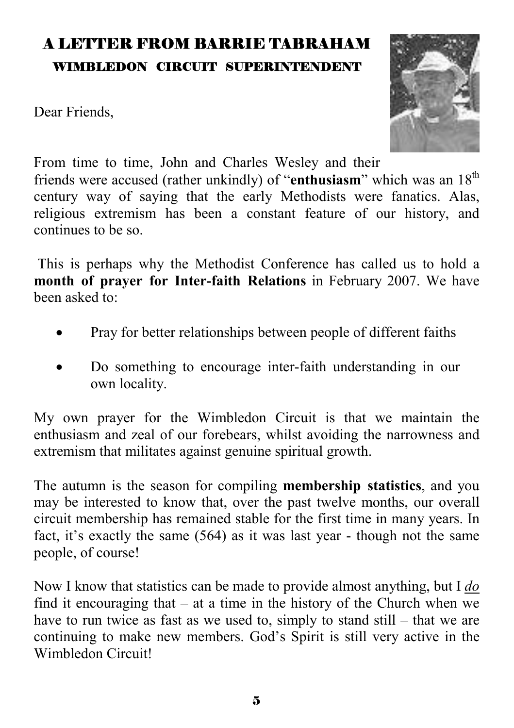# A LETTER FROM BARRIE TABRAHAM

### WIMBLEDON CIRCUIT SUPERINTENDENT

Dear Friends,

From time to time, John and Charles Wesley and their friends were accused (rather unkindly) of "**enthusiasm**" which was an 18th century way of saying that the early Methodists were fanatics. Alas, religious extremism has been a constant feature of our history, and continues to be so.

This is perhaps why the Methodist Conference has called us to hold a **month of prayer for Inter-faith Relations** in February 2007. We have been asked to:

- Pray for better relationships between people of different faiths
- Do something to encourage inter-faith understanding in our own locality.

My own prayer for the Wimbledon Circuit is that we maintain the enthusiasm and zeal of our forebears, whilst avoiding the narrowness and extremism that militates against genuine spiritual growth.

The autumn is the season for compiling **membership statistics**, and you may be interested to know that, over the past twelve months, our overall circuit membership has remained stable for the first time in many years. In fact, it's exactly the same (564) as it was last year - though not the same people, of course!

Now I know that statistics can be made to provide almost anything, but I ***do*** find it encouraging that – at a time in the history of the Church when we have to run twice as fast as we used to, simply to stand still – that we are continuing to make new members. God's Spirit is still very active in the Wimbledon Circuit!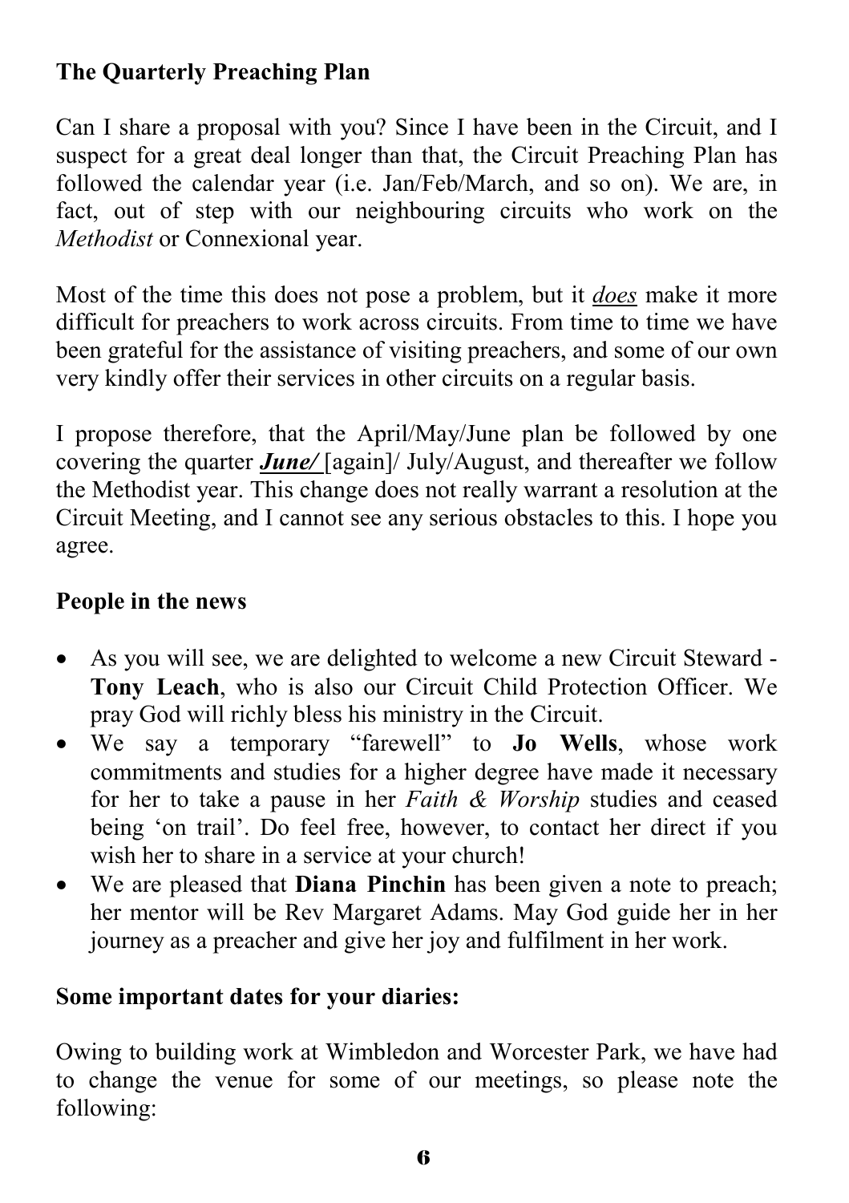**The Quarterly Preaching Plan**

Can I share a proposal with you? Since I have been in the Circuit, and I suspect for a great deal longer than that, the Circuit Preaching Plan has followed the calendar year (i.e. Jan/Feb/March, and so on). We are, in fact, out of step with our neighbouring circuits who work on the *Methodist* or Connexional year.

Most of the time this does not pose a problem, but it ***does*** make it more difficult for preachers to work across circuits. From time to time we have been grateful for the assistance of visiting preachers, and some of our own very kindly offer their services in other circuits on a regular basis.

I propose therefore, that the April/May/June plan be followed by one covering the quarter ***June/*** [again]/ July/August, and thereafter we follow the Methodist year. This change does not really warrant a resolution at the Circuit Meeting, and I cannot see any serious obstacles to this. I hope you agree.

**People in the news**

- As you will see, we are delighted to welcome a new Circuit Steward - **Tony Leach**, who is also our Circuit Child Protection Officer. We pray God will richly bless his ministry in the Circuit.
- We say a temporary "farewell" to **Jo Wells**, whose work commitments and studies for a higher degree have made it necessary for her to take a pause in her *Faith & Worship* studies and ceased being 'on trail'. Do feel free, however, to contact her direct if you wish her to share in a service at your church!
- We are pleased that **Diana Pinchin** has been given a note to preach; her mentor will be Rev Margaret Adams. May God guide her in her journey as a preacher and give her joy and fulfilment in her work.

**Some important dates for your diaries:**

Owing to building work at Wimbledon and Worcester Park, we have had to change the venue for some of our meetings, so please note the following: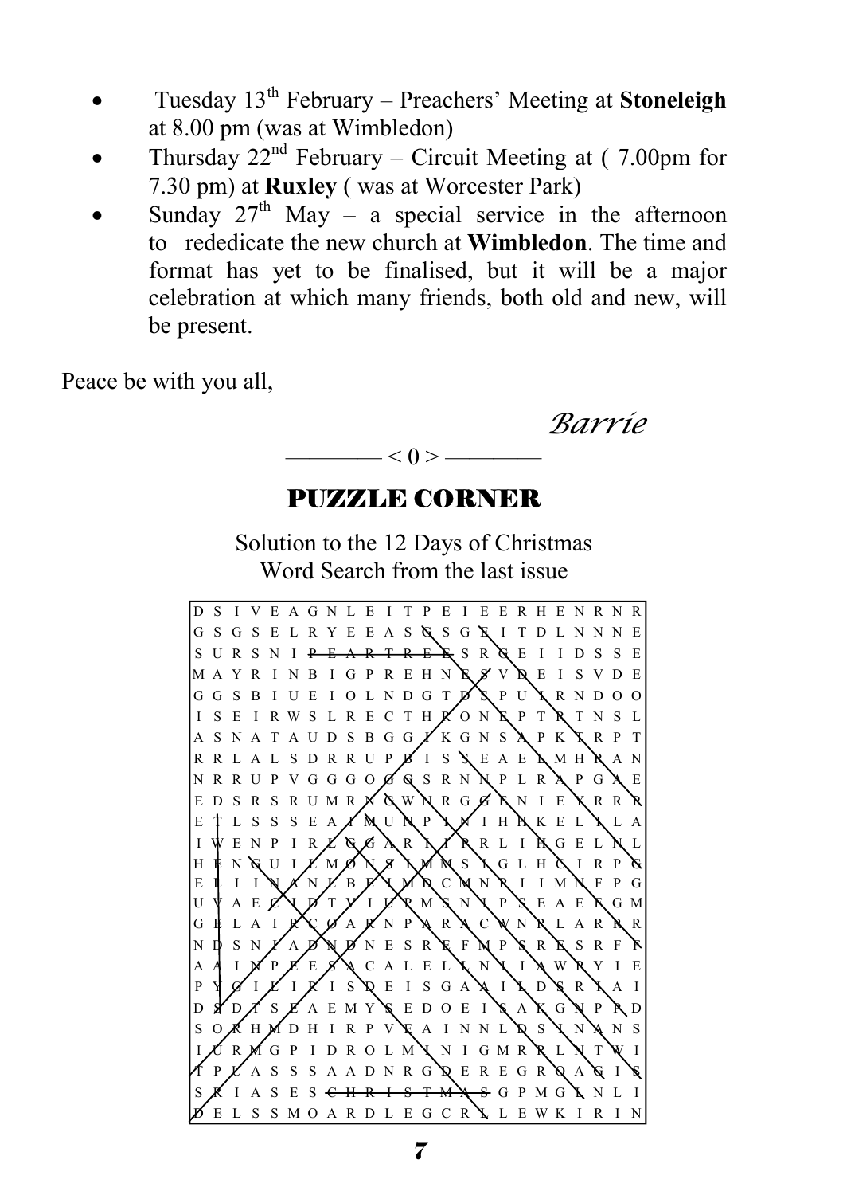- Tuesday 13th February – Preachers' Meeting at **Stoneleigh** at 8.00 pm (was at Wimbledon)
- Thursday 22nd February – Circuit Meeting at ( 7.00pm for 7.30 pm) at **Ruxley** ( was at Worcester Park)
- Sunday 27th May – a special service in the afternoon to rededicate the new church at **Wimbledon**. The time and format has yet to be finalised, but it will be a major celebration at which many friends, both old and new, will be present.

Peace be with you all,

*Barrie*

———— < 0 > ————

## PUZZLE CORNER

Solution to the 12 Days of Christmas Word Search from the last issue

```
D S I V E A G N L E I T P E I E E R H E N R N R
G S G S E L R Y E E A S G S G E I T D L N N N E
S U R S N I P E A R T R E E S R G E I I D S S E
M A Y R I N B I G P R E H N E S V D E I S V D E
G G S B I U E I O L N D G T D S P U I R N D O O
I S E I R W S L R E C T H R O N E P T R T N S L
A S N A T A U D S B G G I K G N S A P K T R P T
R R L A L S D R R U P B I S S E A E L M H R A N
N R R U P V G G G O G G S R N N P L R A P G A E
E D S R S R U M R N G W I R G G E N I E Y R R R
E T L S S S E A I M U N P I N I H H K E L I L A
I W E N P I R L G G A R I I R L I H G E L N L
H E N G U I L M O N S I M M S I G L H C I R P G
E L I I N A N L B E I M D C M N R I I M N F P G
U V A E C I D T V I U P M S N I P S E A E E G M
G E L A I R C O A R N P A R A C W N R L A R R R
N D S N I A D N D N E S R E F M P S R E S R F F
A A I N P E E S A C A L E L L N I I A W R Y I E
P Y G I L I R I S D E I S G A A I L D S R I A I
D S D T S E A E M Y S E D O E I S A K G N P R D
S O R H M D H I R P V E A I N N L D S I N A N S
I U R M G P I D R O L M I N I G M R R L N T W I
T P U A S S S A A D N R G D E R E G R O A G I S
S R I A S E S C H R I S T M A S G P M G L N L I
D E L S S M O A R D L E G C R L L E W K I R I N
```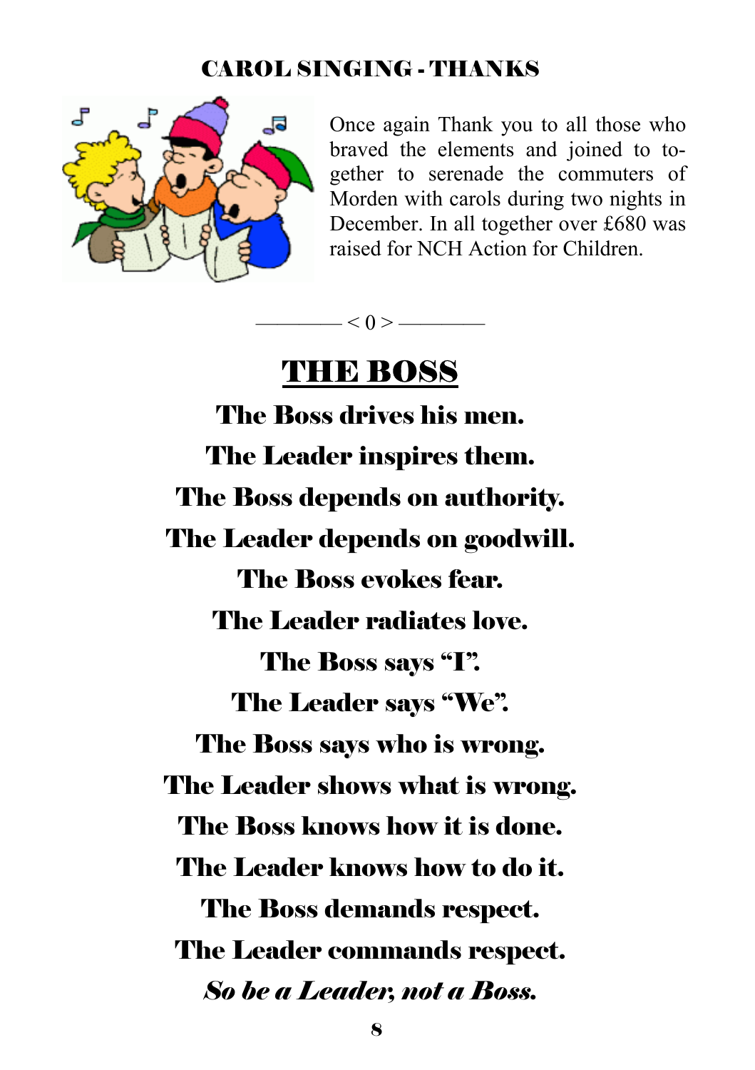## CAROL SINGING - THANKS

Once again Thank you to all those who braved the elements and joined to-gether to serenade the commuters of Morden with carols during two nights in December. In all together over £680 was raised for NCH Action for Children.

———— < 0 > ————

# THE BOSS

**The Boss drives his men.**

**The Leader inspires them.**

**The Boss depends on authority.**

**The Leader depends on goodwill.**

**The Boss evokes fear.**

**The Leader radiates love.**

**The Boss says "I".**

**The Leader says "We".**

**The Boss says who is wrong.**

**The Leader shows what is wrong.**

**The Boss knows how it is done.**

**The Leader knows how to do it.**

**The Boss demands respect.**

**The Leader commands respect.**

***So be a Leader, not a Boss.***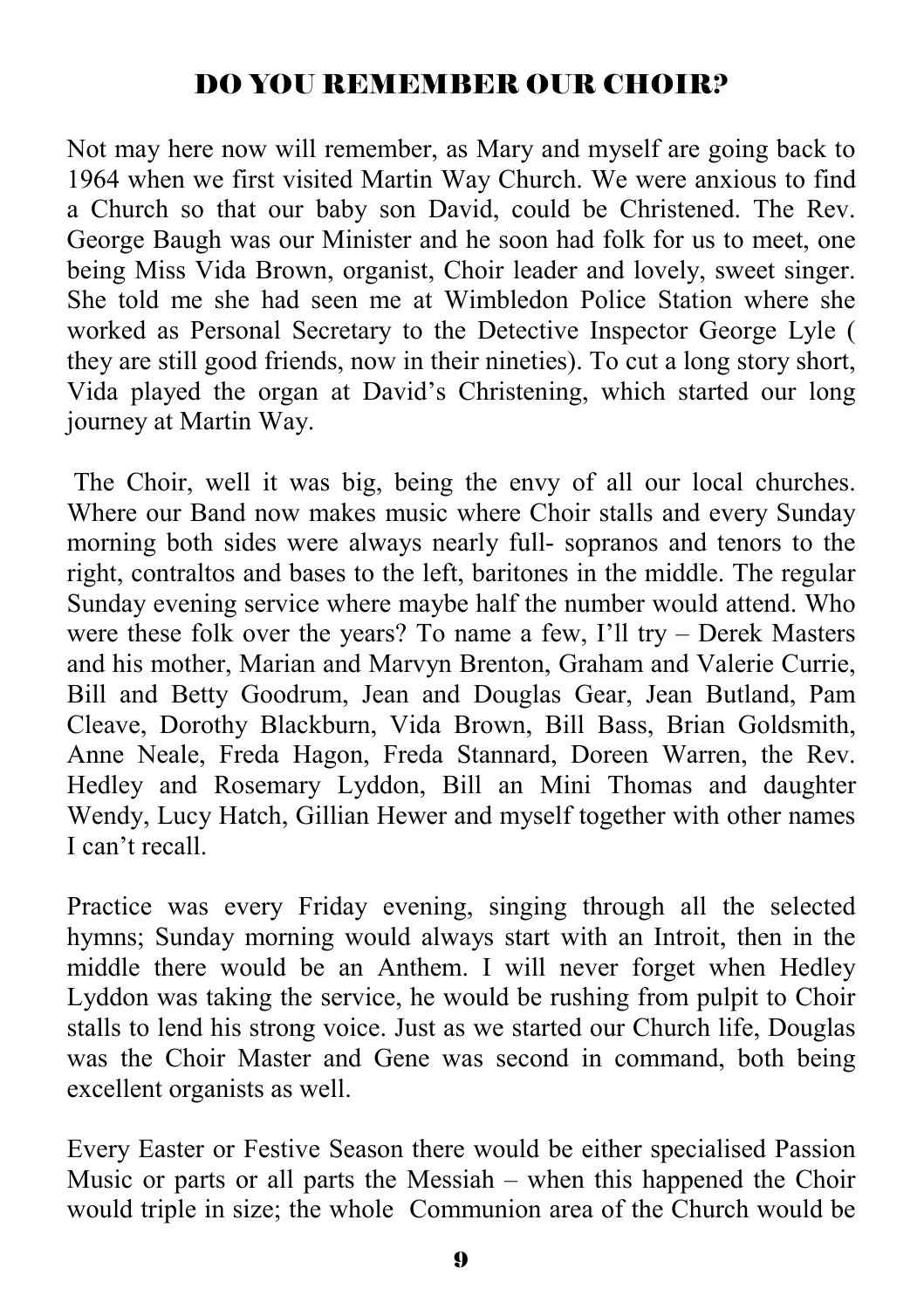## DO YOU REMEMBER OUR CHOIR?

Not may here now will remember, as Mary and myself are going back to 1964 when we first visited Martin Way Church. We were anxious to find a Church so that our baby son David, could be Christened. The Rev. George Baugh was our Minister and he soon had folk for us to meet, one being Miss Vida Brown, organist, Choir leader and lovely, sweet singer. She told me she had seen me at Wimbledon Police Station where she worked as Personal Secretary to the Detective Inspector George Lyle ( they are still good friends, now in their nineties). To cut a long story short, Vida played the organ at David's Christening, which started our long journey at Martin Way.

The Choir, well it was big, being the envy of all our local churches. Where our Band now makes music where Choir stalls and every Sunday morning both sides were always nearly full- sopranos and tenors to the right, contraltos and bases to the left, baritones in the middle. The regular Sunday evening service where maybe half the number would attend. Who were these folk over the years? To name a few, I'll try – Derek Masters and his mother, Marian and Marvyn Brenton, Graham and Valerie Currie, Bill and Betty Goodrum, Jean and Douglas Gear, Jean Butland, Pam Cleave, Dorothy Blackburn, Vida Brown, Bill Bass, Brian Goldsmith, Anne Neale, Freda Hagon, Freda Stannard, Doreen Warren, the Rev. Hedley and Rosemary Lyddon, Bill an Mini Thomas and daughter Wendy, Lucy Hatch, Gillian Hewer and myself together with other names I can't recall.

Practice was every Friday evening, singing through all the selected hymns; Sunday morning would always start with an Introit, then in the middle there would be an Anthem. I will never forget when Hedley Lyddon was taking the service, he would be rushing from pulpit to Choir stalls to lend his strong voice. Just as we started our Church life, Douglas was the Choir Master and Gene was second in command, both being excellent organists as well.

Every Easter or Festive Season there would be either specialised Passion Music or parts or all parts the Messiah – when this happened the Choir would triple in size; the whole Communion area of the Church would be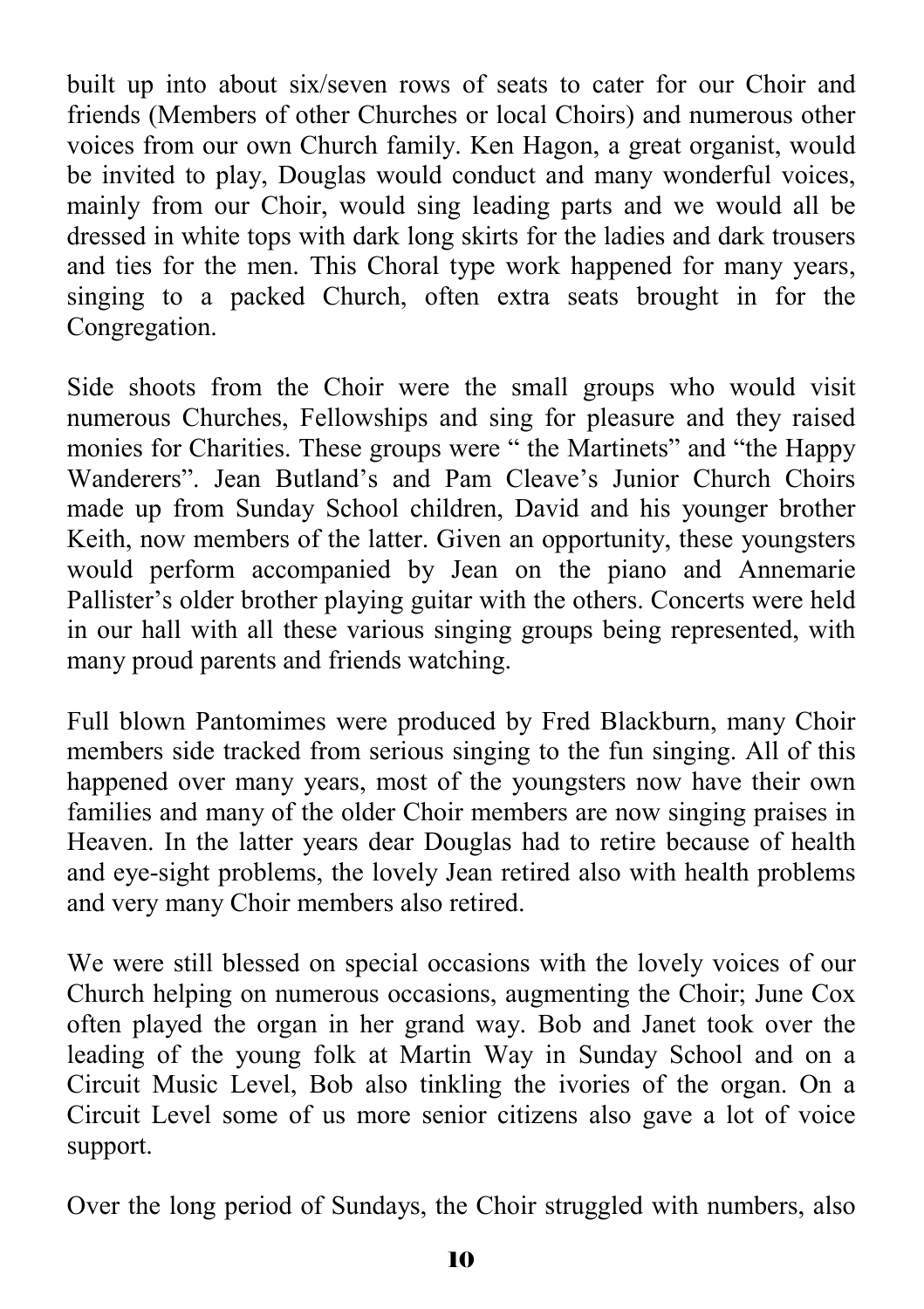built up into about six/seven rows of seats to cater for our Choir and friends (Members of other Churches or local Choirs) and numerous other voices from our own Church family. Ken Hagon, a great organist, would be invited to play, Douglas would conduct and many wonderful voices, mainly from our Choir, would sing leading parts and we would all be dressed in white tops with dark long skirts for the ladies and dark trousers and ties for the men. This Choral type work happened for many years, singing to a packed Church, often extra seats brought in for the Congregation.

Side shoots from the Choir were the small groups who would visit numerous Churches, Fellowships and sing for pleasure and they raised monies for Charities. These groups were " the Martinets" and "the Happy Wanderers". Jean Butland's and Pam Cleave's Junior Church Choirs made up from Sunday School children, David and his younger brother Keith, now members of the latter. Given an opportunity, these youngsters would perform accompanied by Jean on the piano and Annemarie Pallister's older brother playing guitar with the others. Concerts were held in our hall with all these various singing groups being represented, with many proud parents and friends watching.

Full blown Pantomimes were produced by Fred Blackburn, many Choir members side tracked from serious singing to the fun singing. All of this happened over many years, most of the youngsters now have their own families and many of the older Choir members are now singing praises in Heaven. In the latter years dear Douglas had to retire because of health and eye-sight problems, the lovely Jean retired also with health problems and very many Choir members also retired.

We were still blessed on special occasions with the lovely voices of our Church helping on numerous occasions, augmenting the Choir; June Cox often played the organ in her grand way. Bob and Janet took over the leading of the young folk at Martin Way in Sunday School and on a Circuit Music Level, Bob also tinkling the ivories of the organ. On a Circuit Level some of us more senior citizens also gave a lot of voice support.

Over the long period of Sundays, the Choir struggled with numbers, also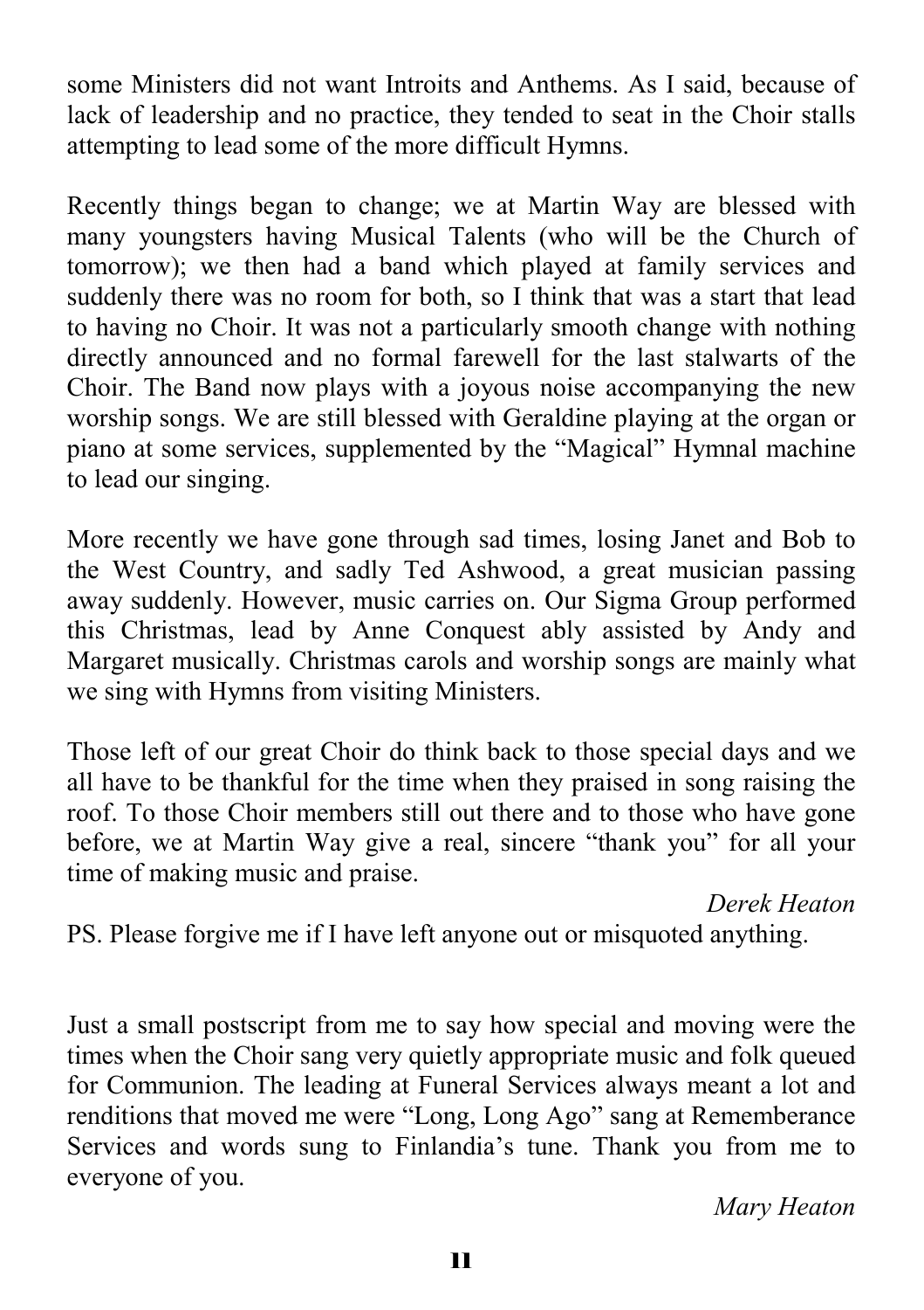some Ministers did not want Introits and Anthems. As I said, because of lack of leadership and no practice, they tended to seat in the Choir stalls attempting to lead some of the more difficult Hymns.

Recently things began to change; we at Martin Way are blessed with many youngsters having Musical Talents (who will be the Church of tomorrow); we then had a band which played at family services and suddenly there was no room for both, so I think that was a start that lead to having no Choir. It was not a particularly smooth change with nothing directly announced and no formal farewell for the last stalwarts of the Choir. The Band now plays with a joyous noise accompanying the new worship songs. We are still blessed with Geraldine playing at the organ or piano at some services, supplemented by the "Magical" Hymnal machine to lead our singing.

More recently we have gone through sad times, losing Janet and Bob to the West Country, and sadly Ted Ashwood, a great musician passing away suddenly. However, music carries on. Our Sigma Group performed this Christmas, lead by Anne Conquest ably assisted by Andy and Margaret musically. Christmas carols and worship songs are mainly what we sing with Hymns from visiting Ministers.

Those left of our great Choir do think back to those special days and we all have to be thankful for the time when they praised in song raising the roof. To those Choir members still out there and to those who have gone before, we at Martin Way give a real, sincere "thank you" for all your time of making music and praise.

*Derek Heaton*

PS. Please forgive me if I have left anyone out or misquoted anything.

Just a small postscript from me to say how special and moving were the times when the Choir sang very quietly appropriate music and folk queued for Communion. The leading at Funeral Services always meant a lot and renditions that moved me were "Long, Long Ago" sang at Rememberance Services and words sung to Finlandia's tune. Thank you from me to everyone of you.

*Mary Heaton*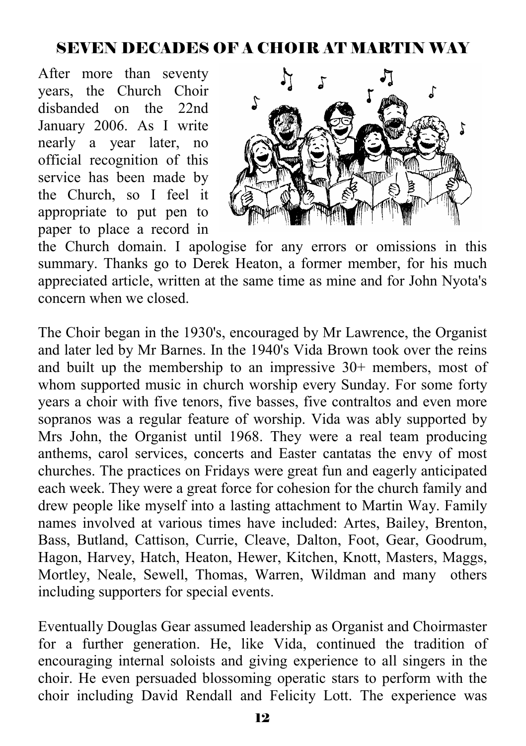## SEVEN DECADES OF A CHOIR AT MARTIN WAY

After more than seventy years, the Church Choir disbanded on the 22nd January 2006. As I write nearly a year later, no official recognition of this service has been made by the Church, so I feel it appropriate to put pen to paper to place a record in the Church domain. I apologise for any errors or omissions in this summary. Thanks go to Derek Heaton, a former member, for his much appreciated article, written at the same time as mine and for John Nyota's concern when we closed.

The Choir began in the 1930's, encouraged by Mr Lawrence, the Organist and later led by Mr Barnes. In the 1940's Vida Brown took over the reins and built up the membership to an impressive 30+ members, most of whom supported music in church worship every Sunday. For some forty years a choir with five tenors, five basses, five contraltos and even more sopranos was a regular feature of worship. Vida was ably supported by Mrs John, the Organist until 1968. They were a real team producing anthems, carol services, concerts and Easter cantatas the envy of most churches. The practices on Fridays were great fun and eagerly anticipated each week. They were a great force for cohesion for the church family and drew people like myself into a lasting attachment to Martin Way. Family names involved at various times have included: Artes, Bailey, Brenton, Bass, Butland, Cattison, Currie, Cleave, Dalton, Foot, Gear, Goodrum, Hagon, Harvey, Hatch, Heaton, Hewer, Kitchen, Knott, Masters, Maggs, Mortley, Neale, Sewell, Thomas, Warren, Wildman and many others including supporters for special events.

Eventually Douglas Gear assumed leadership as Organist and Choirmaster for a further generation. He, like Vida, continued the tradition of encouraging internal soloists and giving experience to all singers in the choir. He even persuaded blossoming operatic stars to perform with the choir including David Rendall and Felicity Lott. The experience was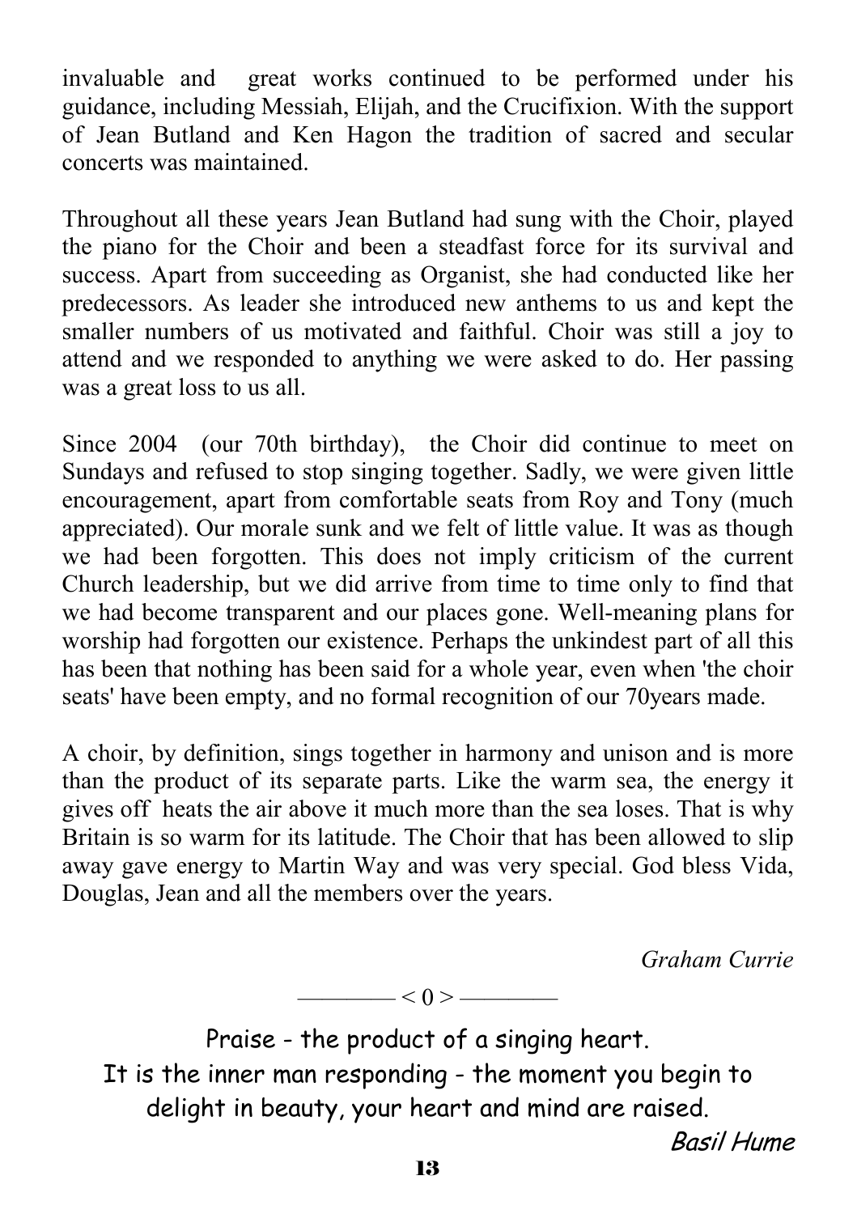invaluable and great works continued to be performed under his guidance, including Messiah, Elijah, and the Crucifixion. With the support of Jean Butland and Ken Hagon the tradition of sacred and secular concerts was maintained.

Throughout all these years Jean Butland had sung with the Choir, played the piano for the Choir and been a steadfast force for its survival and success. Apart from succeeding as Organist, she had conducted like her predecessors. As leader she introduced new anthems to us and kept the smaller numbers of us motivated and faithful. Choir was still a joy to attend and we responded to anything we were asked to do. Her passing was a great loss to us all.

Since 2004 (our 70th birthday), the Choir did continue to meet on Sundays and refused to stop singing together. Sadly, we were given little encouragement, apart from comfortable seats from Roy and Tony (much appreciated). Our morale sunk and we felt of little value. It was as though we had been forgotten. This does not imply criticism of the current Church leadership, but we did arrive from time to time only to find that we had become transparent and our places gone. Well-meaning plans for worship had forgotten our existence. Perhaps the unkindest part of all this has been that nothing has been said for a whole year, even when 'the choir seats' have been empty, and no formal recognition of our 70years made.

A choir, by definition, sings together in harmony and unison and is more than the product of its separate parts. Like the warm sea, the energy it gives off heats the air above it much more than the sea loses. That is why Britain is so warm for its latitude. The Choir that has been allowed to slip away gave energy to Martin Way and was very special. God bless Vida, Douglas, Jean and all the members over the years.

*Graham Currie*

———— < 0 > ————

Praise - the product of a singing heart.
It is the inner man responding - the moment you begin to delight in beauty, your heart and mind are raised.

*Basil Hume*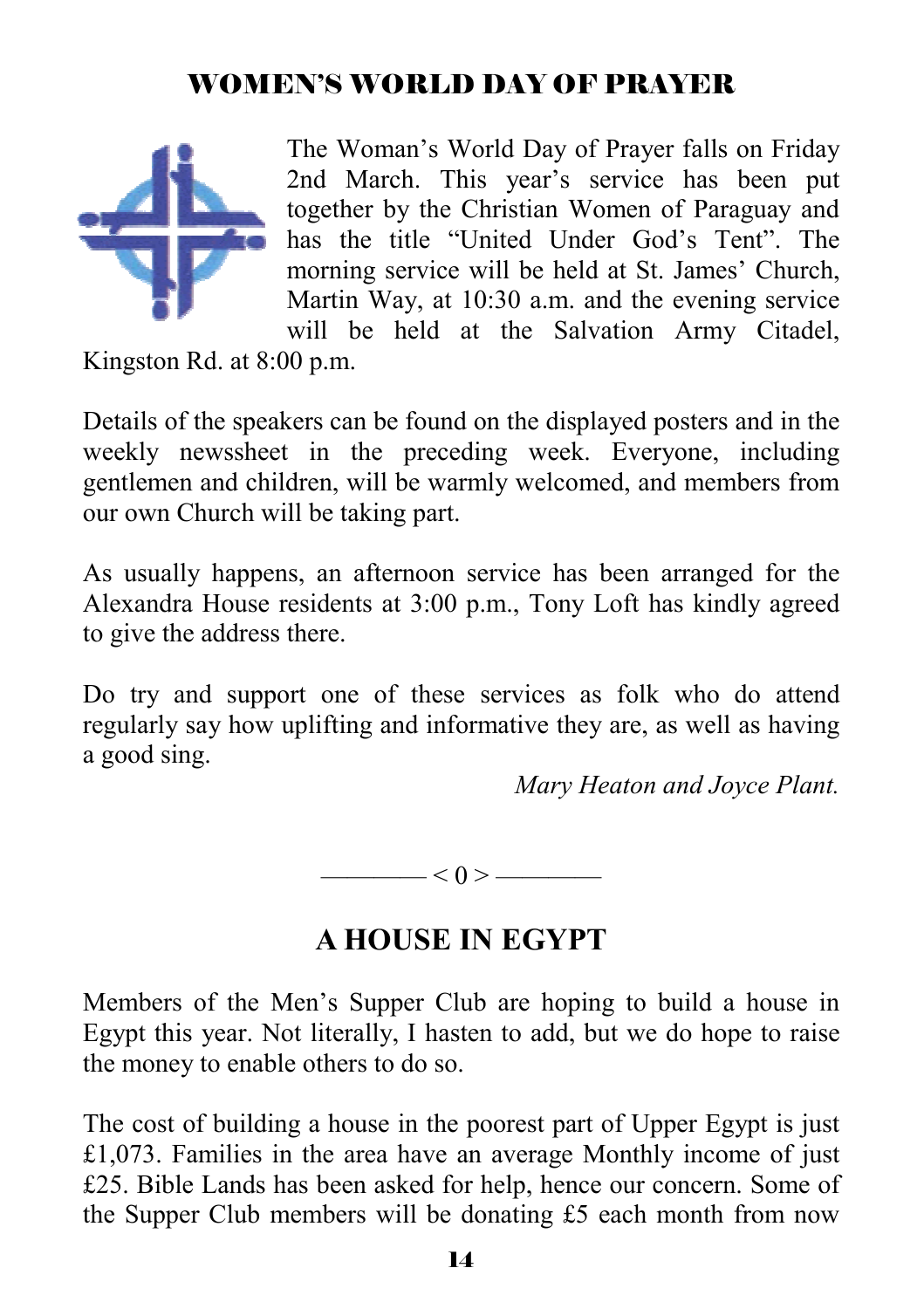## WOMEN'S WORLD DAY OF PRAYER

The Woman's World Day of Prayer falls on Friday 2nd March. This year's service has been put together by the Christian Women of Paraguay and has the title "United Under God's Tent". The morning service will be held at St. James' Church, Martin Way, at 10:30 a.m. and the evening service will be held at the Salvation Army Citadel, Kingston Rd. at 8:00 p.m.

Details of the speakers can be found on the displayed posters and in the weekly newssheet in the preceding week. Everyone, including gentlemen and children, will be warmly welcomed, and members from our own Church will be taking part.

As usually happens, an afternoon service has been arranged for the Alexandra House residents at 3:00 p.m., Tony Loft has kindly agreed to give the address there.

Do try and support one of these services as folk who do attend regularly say how uplifting and informative they are, as well as having a good sing.

*Mary Heaton and Joyce Plant.*

———— < 0 > ————

## A HOUSE IN EGYPT

Members of the Men's Supper Club are hoping to build a house in Egypt this year. Not literally, I hasten to add, but we do hope to raise the money to enable others to do so.

The cost of building a house in the poorest part of Upper Egypt is just £1,073. Families in the area have an average Monthly income of just £25. Bible Lands has been asked for help, hence our concern. Some of the Supper Club members will be donating £5 each month from now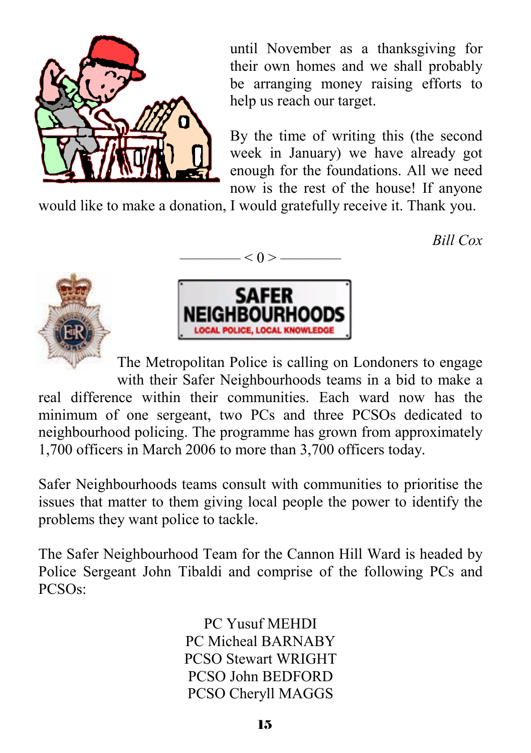until November as a thanksgiving for their own homes and we shall probably be arranging money raising efforts to help us reach our target.

By the time of writing this (the second week in January) we have already got enough for the foundations. All we need now is the rest of the house! If anyone would like to make a donation, I would gratefully receive it. Thank you.

*Bill Cox*

———— < 0 > ————

**SAFER NEIGHBOURHOODS**
LOCAL POLICE, LOCAL KNOWLEDGE

The Metropolitan Police is calling on Londoners to engage with their Safer Neighbourhoods teams in a bid to make a real difference within their communities. Each ward now has the minimum of one sergeant, two PCs and three PCSOs dedicated to neighbourhood policing. The programme has grown from approximately 1,700 officers in March 2006 to more than 3,700 officers today.

Safer Neighbourhoods teams consult with communities to prioritise the issues that matter to them giving local people the power to identify the problems they want police to tackle.

The Safer Neighbourhood Team for the Cannon Hill Ward is headed by Police Sergeant John Tibaldi and comprise of the following PCs and PCSOs:

PC Yusuf MEHDI
PC Micheal BARNABY
PCSO Stewart WRIGHT
PCSO John BEDFORD
PCSO Cheryll MAGGS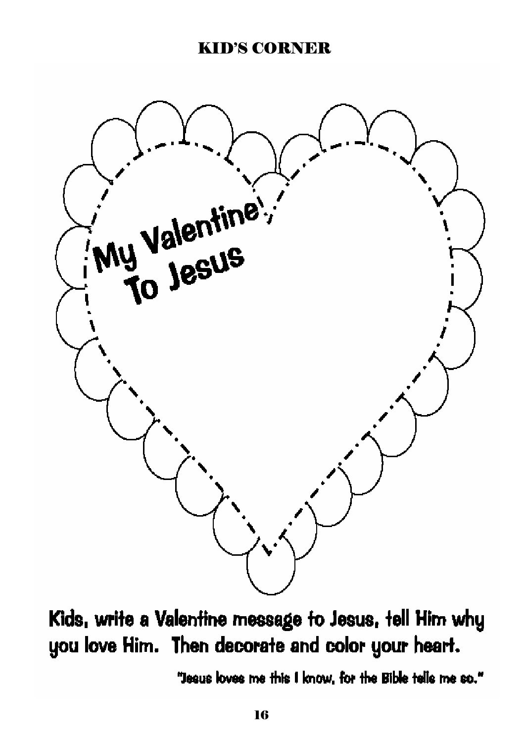# KID'S CORNER

My Valentine To Jesus

**Kids, write a Valentine message to Jesus, tell Him why you love Him. Then decorate and color your heart.**

"Jesus loves me this I know, for the Bible tells me so."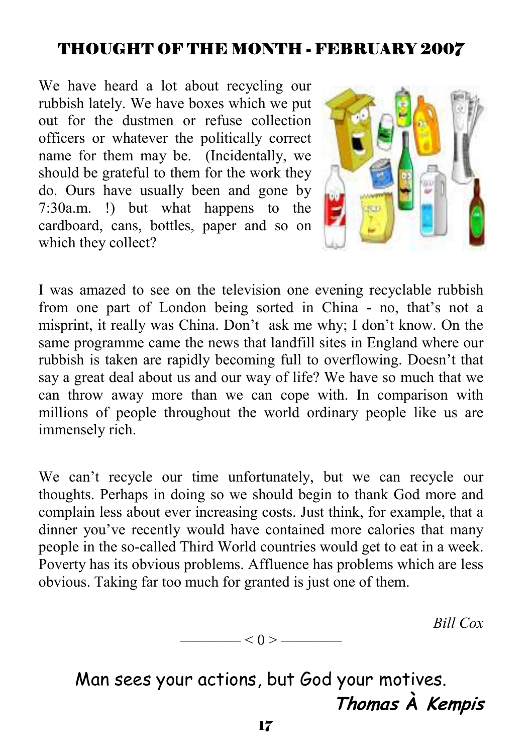## THOUGHT OF THE MONTH - FEBRUARY 2007

We have heard a lot about recycling our rubbish lately. We have boxes which we put out for the dustmen or refuse collection officers or whatever the politically correct name for them may be. (Incidentally, we should be grateful to them for the work they do. Ours have usually been and gone by 7:30a.m. !) but what happens to the cardboard, cans, bottles, paper and so on which they collect?

I was amazed to see on the television one evening recyclable rubbish from one part of London being sorted in China - no, that's not a misprint, it really was China. Don't ask me why; I don't know. On the same programme came the news that landfill sites in England where our rubbish is taken are rapidly becoming full to overflowing. Doesn't that say a great deal about us and our way of life? We have so much that we can throw away more than we can cope with. In comparison with millions of people throughout the world ordinary people like us are immensely rich.

We can't recycle our time unfortunately, but we can recycle our thoughts. Perhaps in doing so we should begin to thank God more and complain less about ever increasing costs. Just think, for example, that a dinner you've recently would have contained more calories that many people in the so-called Third World countries would get to eat in a week. Poverty has its obvious problems. Affluence has problems which are less obvious. Taking far too much for granted is just one of them.

*Bill Cox*

———— < 0 > ————

Man sees your actions, but God your motives.

***Thomas À Kempis***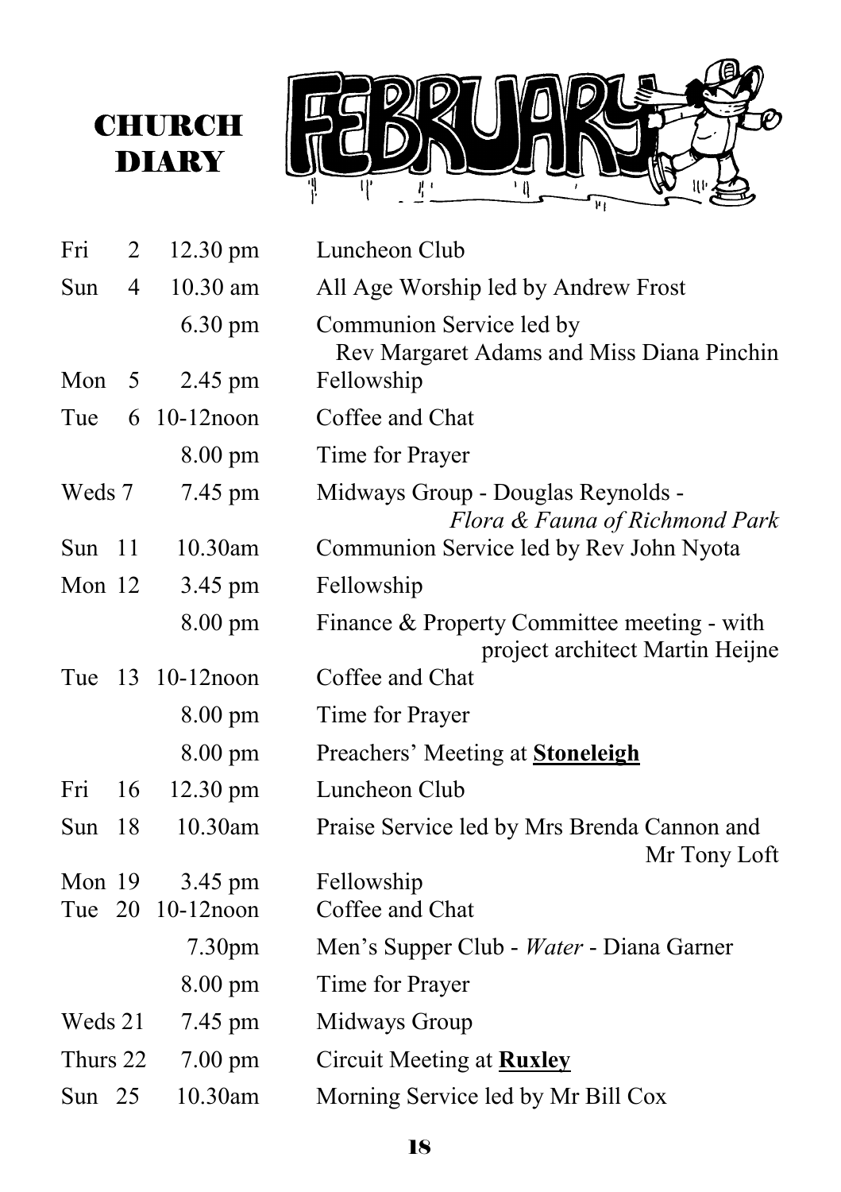# CHURCH DIARY

## FEBRUARY

| | | | |
|---|---|---|---|
| Fri | 2 | 12.30 pm | Luncheon Club |
| Sun | 4 | 10.30 am | All Age Worship led by Andrew Frost |
| | | 6.30 pm | Communion Service led by Rev Margaret Adams and Miss Diana Pinchin |
| Mon | 5 | 2.45 pm | Fellowship |
| Tue | 6 | 10-12noon | Coffee and Chat |
| | | 8.00 pm | Time for Prayer |
| Weds | 7 | 7.45 pm | Midways Group - Douglas Reynolds - *Flora & Fauna of Richmond Park* |
| Sun | 11 | 10.30am | Communion Service led by Rev John Nyota |
| Mon | 12 | 3.45 pm | Fellowship |
| | | 8.00 pm | Finance & Property Committee meeting - with project architect Martin Heijne |
| Tue | 13 | 10-12noon | Coffee and Chat |
| | | 8.00 pm | Time for Prayer |
| | | 8.00 pm | Preachers' Meeting at **Stoneleigh** |
| Fri | 16 | 12.30 pm | Luncheon Club |
| Sun | 18 | 10.30am | Praise Service led by Mrs Brenda Cannon and Mr Tony Loft |
| Mon | 19 | 3.45 pm | Fellowship |
| Tue | 20 | 10-12noon | Coffee and Chat |
| | | 7.30pm | Men's Supper Club - *Water* - Diana Garner |
| | | 8.00 pm | Time for Prayer |
| Weds | 21 | 7.45 pm | Midways Group |
| Thurs | 22 | 7.00 pm | Circuit Meeting at **Ruxley** |
| Sun | 25 | 10.30am | Morning Service led by Mr Bill Cox |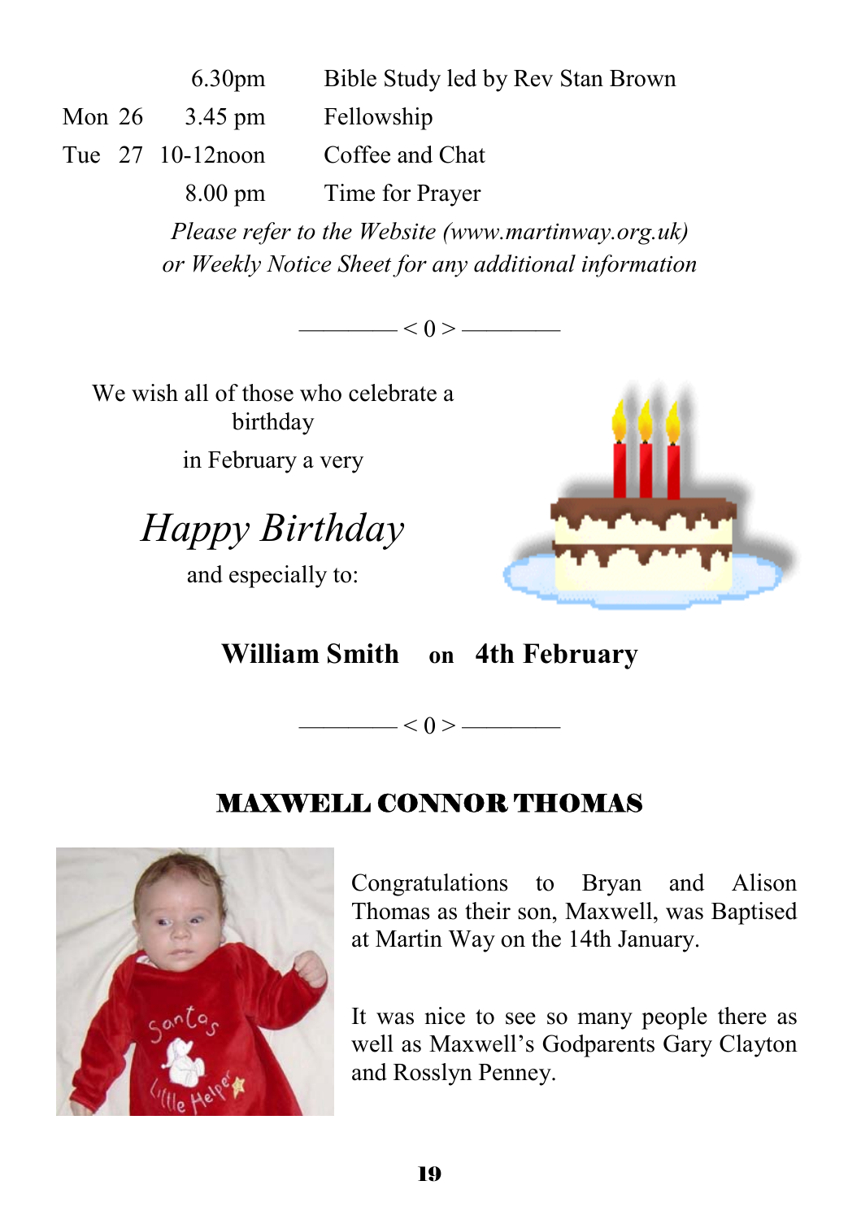| | | |
|---|---|---|
| | 6.30pm | Bible Study led by Rev Stan Brown |
| Mon 26 | 3.45 pm | Fellowship |
| Tue 27 | 10-12noon | Coffee and Chat |
| | 8.00 pm | Time for Prayer |

*Please refer to the Website (www.martinway.org.uk) or Weekly Notice Sheet for any additional information*

———— < 0 > ————

We wish all of those who celebrate a birthday

in February a very

*Happy Birthday*

and especially to:

**William Smith on 4th February**

———— < 0 > ————

## MAXWELL CONNOR THOMAS

Congratulations to Bryan and Alison Thomas as their son, Maxwell, was Baptised at Martin Way on the 14th January.

It was nice to see so many people there as well as Maxwell's Godparents Gary Clayton and Rosslyn Penney.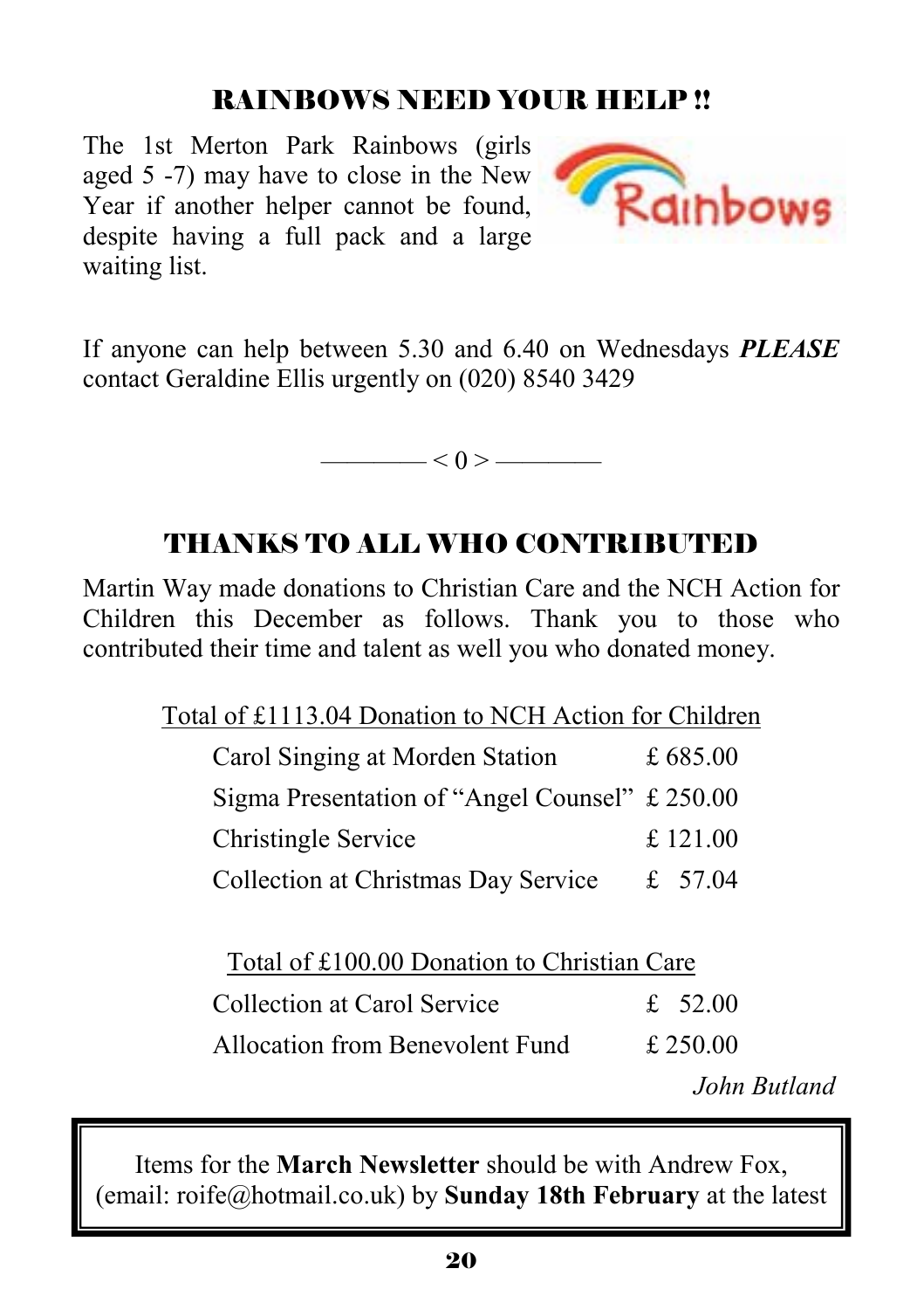## RAINBOWS NEED YOUR HELP !!

The 1st Merton Park Rainbows (girls aged 5 -7) may have to close in the New Year if another helper cannot be found, despite having a full pack and a large waiting list.

If anyone can help between 5.30 and 6.40 on Wednesdays ***PLEASE*** contact Geraldine Ellis urgently on (020) 8540 3429

———— < 0 > ————

## THANKS TO ALL WHO CONTRIBUTED

Martin Way made donations to Christian Care and the NCH Action for Children this December as follows. Thank you to those who contributed their time and talent as well you who donated money.

<u>Total of £1113.04 Donation to NCH Action for Children</u>

| | |
|---|---|
| Carol Singing at Morden Station | £ 685.00 |
| Sigma Presentation of “Angel Counsel” | £ 250.00 |
| Christingle Service | £ 121.00 |
| Collection at Christmas Day Service | £ 57.04 |

<u>Total of £100.00 Donation to Christian Care</u>

| | |
|---|---|
| Collection at Carol Service | £ 52.00 |
| Allocation from Benevolent Fund | £ 250.00 |

*John Butland*

Items for the **March Newsletter** should be with Andrew Fox, (email: roife@hotmail.co.uk) by **Sunday 18th February** at the latest